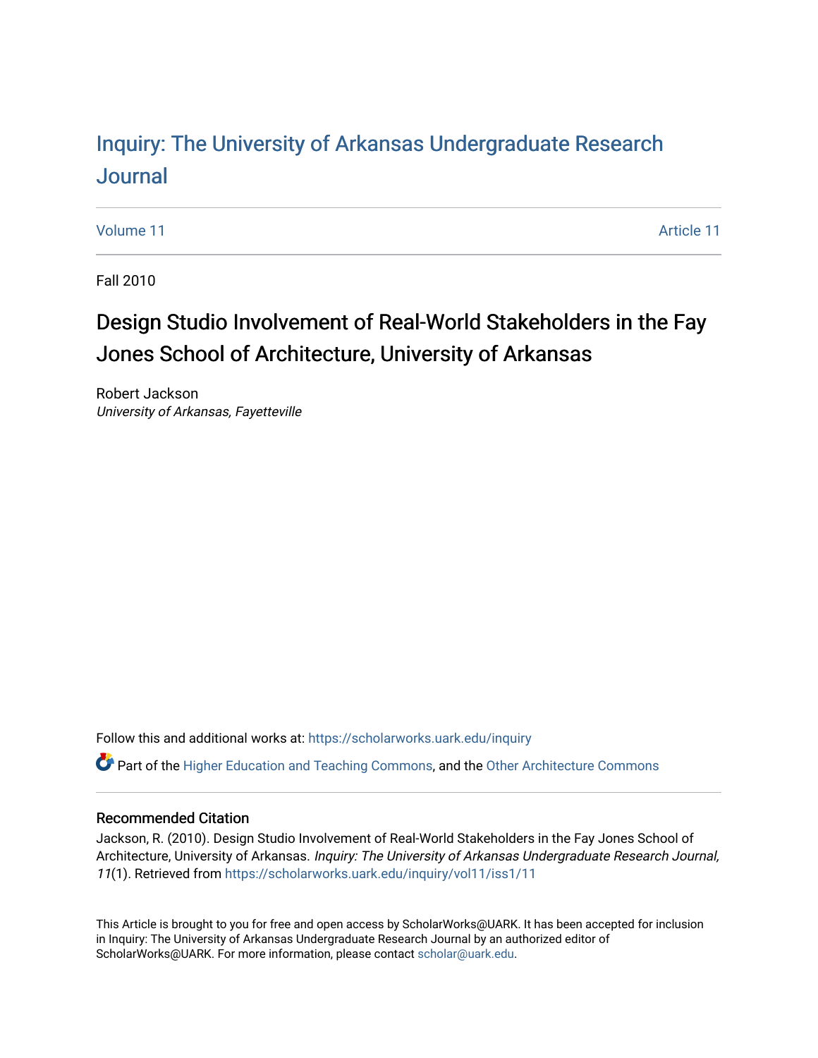# Inquiry: The University of Arkansas Undergraduate Research Journal

Volume 11 Article 11

Fall 2010

## Design Studio Involvement of Real-World Stakeholders in the Fay Jones School of Architecture, University of Arkansas

Robert Jackson
*University of Arkansas, Fayetteville*

Follow this and additional works at: https://scholarworks.uark.edu/inquiry

Part of the Higher Education and Teaching Commons, and the Other Architecture Commons

### Recommended Citation

Jackson, R. (2010). Design Studio Involvement of Real-World Stakeholders in the Fay Jones School of Architecture, University of Arkansas. *Inquiry: The University of Arkansas Undergraduate Research Journal, 11*(1). Retrieved from https://scholarworks.uark.edu/inquiry/vol11/iss1/11

This Article is brought to you for free and open access by ScholarWorks@UARK. It has been accepted for inclusion in Inquiry: The University of Arkansas Undergraduate Research Journal by an authorized editor of ScholarWorks@UARK. For more information, please contact scholar@uark.edu.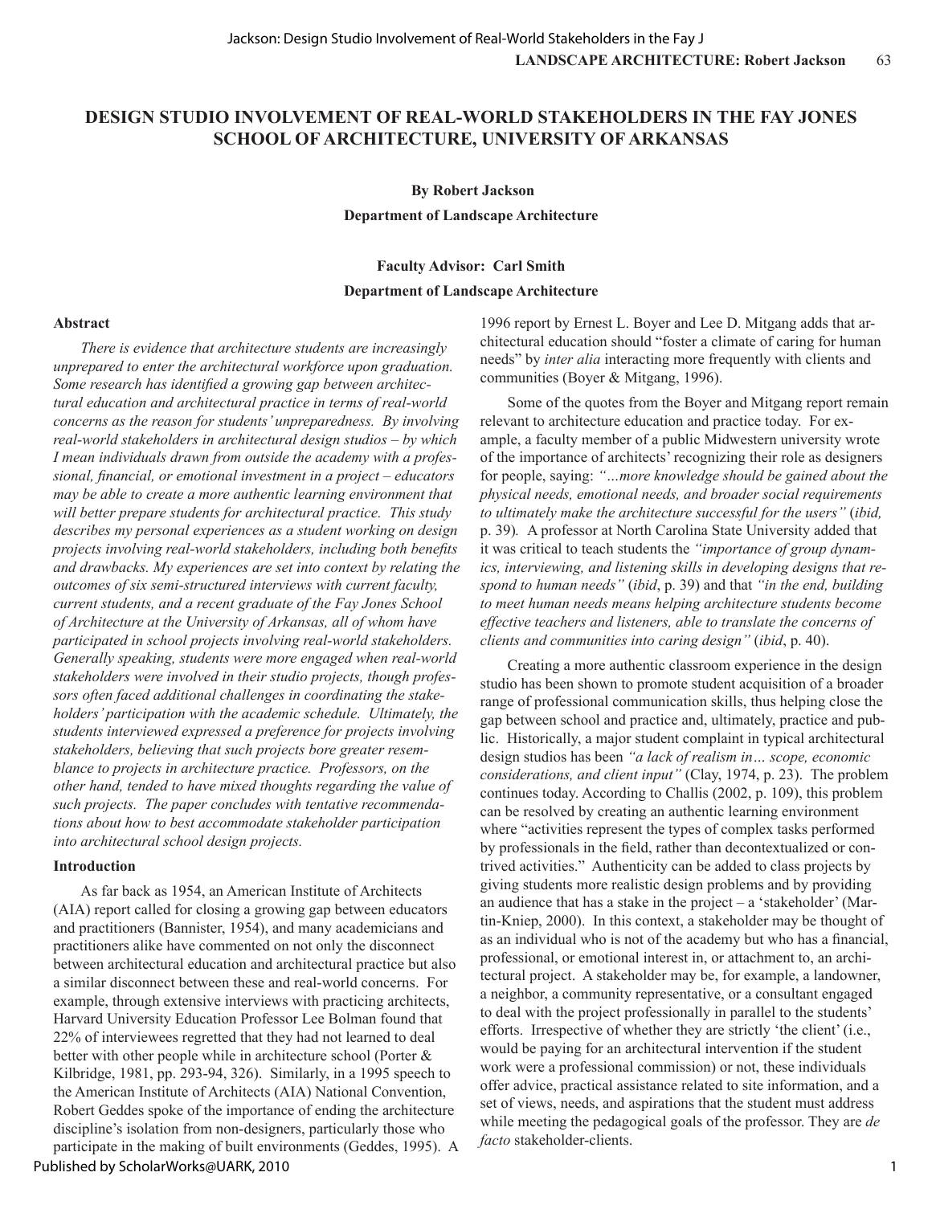# DESIGN STUDIO INVOLVEMENT OF REAL-WORLD STAKEHOLDERS IN THE FAY JONES SCHOOL OF ARCHITECTURE, UNIVERSITY OF ARKANSAS

**By Robert Jackson**
**Department of Landscape Architecture**

**Faculty Advisor: Carl Smith**
**Department of Landscape Architecture**

### Abstract

*There is evidence that architecture students are increasingly unprepared to enter the architectural workforce upon graduation. Some research has identified a growing gap between architectural education and architectural practice in terms of real-world concerns as the reason for students' unpreparedness. By involving real-world stakeholders in architectural design studios – by which I mean individuals drawn from outside the academy with a professional, financial, or emotional investment in a project – educators may be able to create a more authentic learning environment that will better prepare students for architectural practice. This study describes my personal experiences as a student working on design projects involving real-world stakeholders, including both benefits and drawbacks. My experiences are set into context by relating the outcomes of six semi-structured interviews with current faculty, current students, and a recent graduate of the Fay Jones School of Architecture at the University of Arkansas, all of whom have participated in school projects involving real-world stakeholders. Generally speaking, students were more engaged when real-world stakeholders were involved in their studio projects, though professors often faced additional challenges in coordinating the stakeholders' participation with the academic schedule. Ultimately, the students interviewed expressed a preference for projects involving stakeholders, believing that such projects bore greater resemblance to projects in architecture practice. Professors, on the other hand, tended to have mixed thoughts regarding the value of such projects. The paper concludes with tentative recommendations about how to best accommodate stakeholder participation into architectural school design projects.*

### Introduction

As far back as 1954, an American Institute of Architects (AIA) report called for closing a growing gap between educators and practitioners (Bannister, 1954), and many academicians and practitioners alike have commented on not only the disconnect between architectural education and architectural practice but also a similar disconnect between these and real-world concerns. For example, through extensive interviews with practicing architects, Harvard University Education Professor Lee Bolman found that 22% of interviewees regretted that they had not learned to deal better with other people while in architecture school (Porter & Kilbridge, 1981, pp. 293-94, 326). Similarly, in a 1995 speech to the American Institute of Architects (AIA) National Convention, Robert Geddes spoke of the importance of ending the architecture discipline's isolation from non-designers, particularly those who participate in the making of built environments (Geddes, 1995). A 1996 report by Ernest L. Boyer and Lee D. Mitgang adds that architectural education should "foster a climate of caring for human needs" by *inter alia* interacting more frequently with clients and communities (Boyer & Mitgang, 1996).

Some of the quotes from the Boyer and Mitgang report remain relevant to architecture education and practice today. For example, a faculty member of a public Midwestern university wrote of the importance of architects' recognizing their role as designers for people, saying: *"…more knowledge should be gained about the physical needs, emotional needs, and broader social requirements to ultimately make the architecture successful for the users"* (*ibid*, p. 39). A professor at North Carolina State University added that it was critical to teach students the *"importance of group dynamics, interviewing, and listening skills in developing designs that respond to human needs"* (*ibid*, p. 39) and that *"in the end, building to meet human needs means helping architecture students become effective teachers and listeners, able to translate the concerns of clients and communities into caring design"* (*ibid*, p. 40).

Creating a more authentic classroom experience in the design studio has been shown to promote student acquisition of a broader range of professional communication skills, thus helping close the gap between school and practice and, ultimately, practice and public. Historically, a major student complaint in typical architectural design studios has been *"a lack of realism in… scope, economic considerations, and client input"* (Clay, 1974, p. 23). The problem continues today. According to Challis (2002, p. 109), this problem can be resolved by creating an authentic learning environment where "activities represent the types of complex tasks performed by professionals in the field, rather than decontextualized or contrived activities." Authenticity can be added to class projects by giving students more realistic design problems and by providing an audience that has a stake in the project – a 'stakeholder' (Martin-Kniep, 2000). In this context, a stakeholder may be thought of as an individual who is not of the academy but who has a financial, professional, or emotional interest in, or attachment to, an architectural project. A stakeholder may be, for example, a landowner, a neighbor, a community representative, or a consultant engaged to deal with the project professionally in parallel to the students' efforts. Irrespective of whether they are strictly 'the client' (i.e., would be paying for an architectural intervention if the student work were a professional commission) or not, these individuals offer advice, practical assistance related to site information, and a set of views, needs, and aspirations that the student must address while meeting the pedagogical goals of the professor. They are *de facto* stakeholder-clients.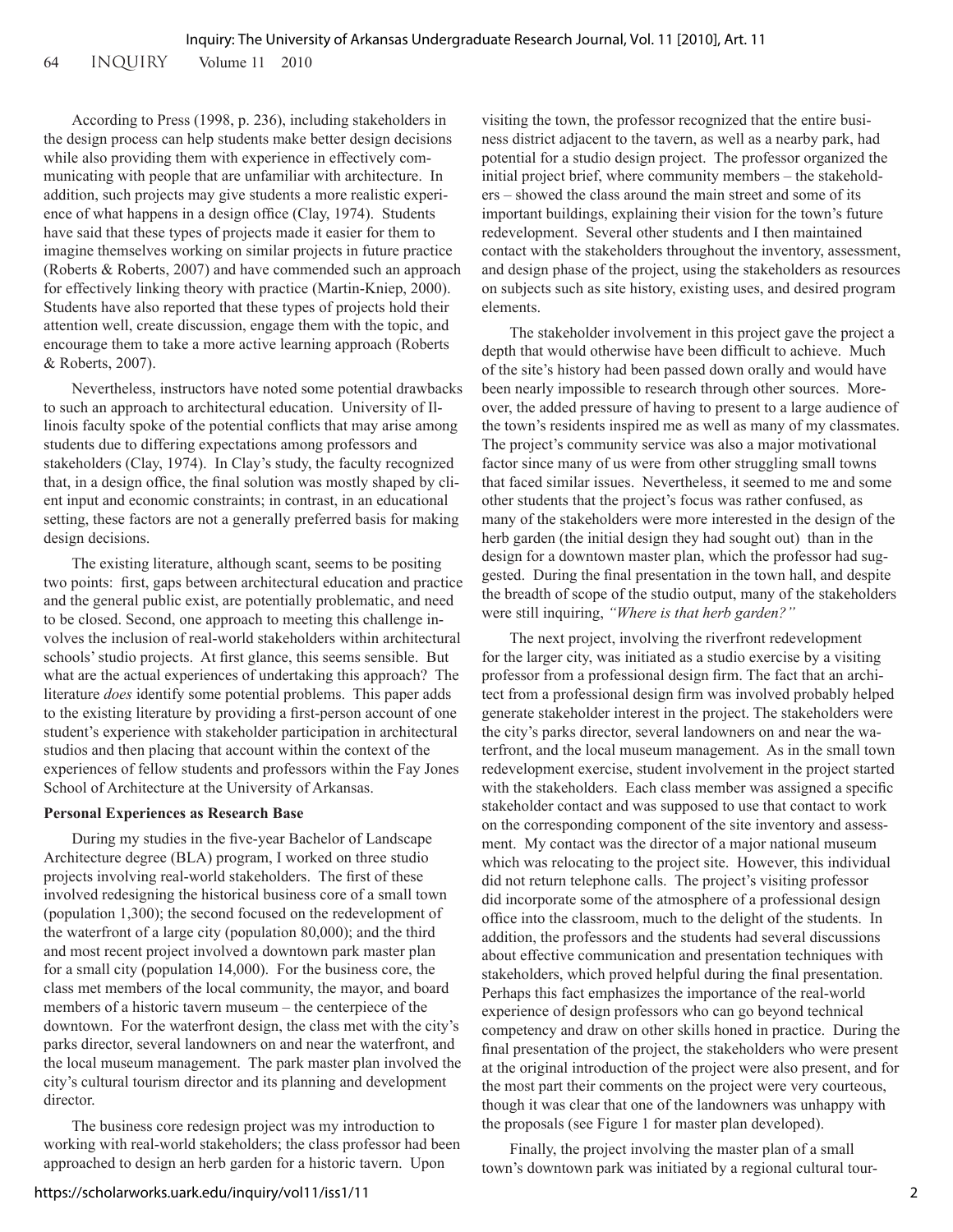According to Press (1998, p. 236), including stakeholders in the design process can help students make better design decisions while also providing them with experience in effectively communicating with people that are unfamiliar with architecture. In addition, such projects may give students a more realistic experience of what happens in a design office (Clay, 1974). Students have said that these types of projects made it easier for them to imagine themselves working on similar projects in future practice (Roberts & Roberts, 2007) and have commended such an approach for effectively linking theory with practice (Martin-Kniep, 2000). Students have also reported that these types of projects hold their attention well, create discussion, engage them with the topic, and encourage them to take a more active learning approach (Roberts & Roberts, 2007).

Nevertheless, instructors have noted some potential drawbacks to such an approach to architectural education. University of Illinois faculty spoke of the potential conflicts that may arise among students due to differing expectations among professors and stakeholders (Clay, 1974). In Clay's study, the faculty recognized that, in a design office, the final solution was mostly shaped by client input and economic constraints; in contrast, in an educational setting, these factors are not a generally preferred basis for making design decisions.

The existing literature, although scant, seems to be positing two points: first, gaps between architectural education and practice and the general public exist, are potentially problematic, and need to be closed. Second, one approach to meeting this challenge involves the inclusion of real-world stakeholders within architectural schools' studio projects. At first glance, this seems sensible. But what are the actual experiences of undertaking this approach? The literature *does* identify some potential problems. This paper adds to the existing literature by providing a first-person account of one student's experience with stakeholder participation in architectural studios and then placing that account within the context of the experiences of fellow students and professors within the Fay Jones School of Architecture at the University of Arkansas.

**Personal Experiences as Research Base**

During my studies in the five-year Bachelor of Landscape Architecture degree (BLA) program, I worked on three studio projects involving real-world stakeholders. The first of these involved redesigning the historical business core of a small town (population 1,300); the second focused on the redevelopment of the waterfront of a large city (population 80,000); and the third and most recent project involved a downtown park master plan for a small city (population 14,000). For the business core, the class met members of the local community, the mayor, and board members of a historic tavern museum – the centerpiece of the downtown. For the waterfront design, the class met with the city's parks director, several landowners on and near the waterfront, and the local museum management. The park master plan involved the city's cultural tourism director and its planning and development director.

The business core redesign project was my introduction to working with real-world stakeholders; the class professor had been approached to design an herb garden for a historic tavern. Upon visiting the town, the professor recognized that the entire business district adjacent to the tavern, as well as a nearby park, had potential for a studio design project. The professor organized the initial project brief, where community members – the stakeholders – showed the class around the main street and some of its important buildings, explaining their vision for the town's future redevelopment. Several other students and I then maintained contact with the stakeholders throughout the inventory, assessment, and design phase of the project, using the stakeholders as resources on subjects such as site history, existing uses, and desired program elements.

The stakeholder involvement in this project gave the project a depth that would otherwise have been difficult to achieve. Much of the site's history had been passed down orally and would have been nearly impossible to research through other sources. Moreover, the added pressure of having to present to a large audience of the town's residents inspired me as well as many of my classmates. The project's community service was also a major motivational factor since many of us were from other struggling small towns that faced similar issues. Nevertheless, it seemed to me and some other students that the project's focus was rather confused, as many of the stakeholders were more interested in the design of the herb garden (the initial design they had sought out) than in the design for a downtown master plan, which the professor had suggested. During the final presentation in the town hall, and despite the breadth of scope of the studio output, many of the stakeholders were still inquiring, *"Where is that herb garden?"*

The next project, involving the riverfront redevelopment for the larger city, was initiated as a studio exercise by a visiting professor from a professional design firm. The fact that an architect from a professional design firm was involved probably helped generate stakeholder interest in the project. The stakeholders were the city's parks director, several landowners on and near the waterfront, and the local museum management. As in the small town redevelopment exercise, student involvement in the project started with the stakeholders. Each class member was assigned a specific stakeholder contact and was supposed to use that contact to work on the corresponding component of the site inventory and assessment. My contact was the director of a major national museum which was relocating to the project site. However, this individual did not return telephone calls. The project's visiting professor did incorporate some of the atmosphere of a professional design office into the classroom, much to the delight of the students. In addition, the professors and the students had several discussions about effective communication and presentation techniques with stakeholders, which proved helpful during the final presentation. Perhaps this fact emphasizes the importance of the real-world experience of design professors who can go beyond technical competency and draw on other skills honed in practice. During the final presentation of the project, the stakeholders who were present at the original introduction of the project were also present, and for the most part their comments on the project were very courteous, though it was clear that one of the landowners was unhappy with the proposals (see Figure 1 for master plan developed).

Finally, the project involving the master plan of a small town's downtown park was initiated by a regional cultural tour-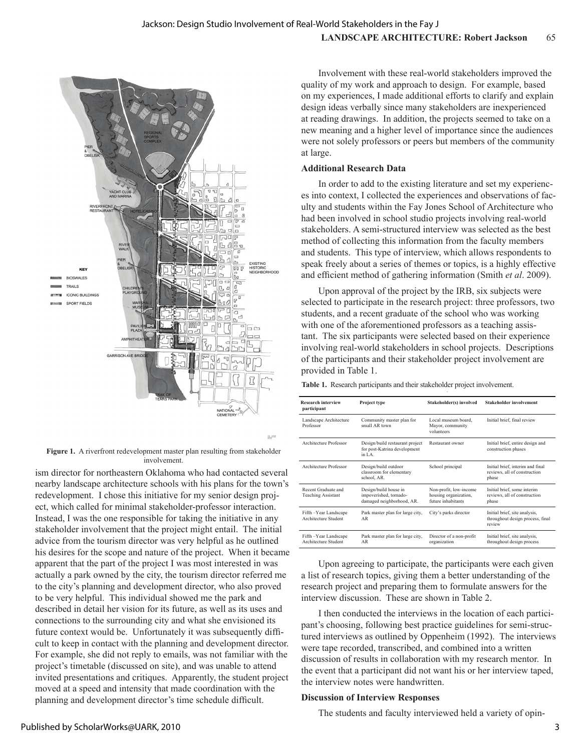Figure 1. A riverfront redevelopment master plan resulting from stakeholder involvement.

ism director for northeastern Oklahoma who had contacted several nearby landscape architecture schools with his plans for the town's redevelopment. I chose this initiative for my senior design project, which called for minimal stakeholder-professor interaction. Instead, I was the one responsible for taking the initiative in any stakeholder involvement that the project might entail. The initial advice from the tourism director was very helpful as he outlined his desires for the scope and nature of the project. When it became apparent that the part of the project I was most interested in was actually a park owned by the city, the tourism director referred me to the city's planning and development director, who also proved to be very helpful. This individual showed me the park and described in detail her vision for its future, as well as its uses and connections to the surrounding city and what she envisioned its future context would be. Unfortunately it was subsequently difficult to keep in contact with the planning and development director. For example, she did not reply to emails, was not familiar with the project's timetable (discussed on site), and was unable to attend invited presentations and critiques. Apparently, the student project moved at a speed and intensity that made coordination with the planning and development director's time schedule difficult.

Involvement with these real-world stakeholders improved the quality of my work and approach to design. For example, based on my experiences, I made additional efforts to clarify and explain design ideas verbally since many stakeholders are inexperienced at reading drawings. In addition, the projects seemed to take on a new meaning and a higher level of importance since the audiences were not solely professors or peers but members of the community at large.

### Additional Research Data

In order to add to the existing literature and set my experiences into context, I collected the experiences and observations of faculty and students within the Fay Jones School of Architecture who had been involved in school studio projects involving real-world stakeholders. A semi-structured interview was selected as the best method of collecting this information from the faculty members and students. This type of interview, which allows respondents to speak freely about a series of themes or topics, is a highly effective and efficient method of gathering information (Smith *et al*. 2009).

Upon approval of the project by the IRB, six subjects were selected to participate in the research project: three professors, two students, and a recent graduate of the school who was working with one of the aforementioned professors as a teaching assistant. The six participants were selected based on their experience involving real-world stakeholders in school projects. Descriptions of the participants and their stakeholder project involvement are provided in Table 1.

**Table 1.** Research participants and their stakeholder project involvement.

| Research interview participant | Project type | Stakeholder(s) involved | Stakeholder involvement |
|---|---|---|---|
| Landscape Architecture Professor | Community master plan for small AR town | Local museum board, Mayor, community volunteers | Initial brief, final review |
| Architecture Professor | Design/build restaurant project for post-Katrina development in LA. | Restaurant owner | Initial brief, entire design and construction phases |
| Architecture Professor | Design/build outdoor classroom for elementary school, AR. | School principal | Initial brief, interim and final reviews, all of construction phase |
| Recent Graduate and Teaching Assistant | Design/build house in impoverished, tornado-damaged neighborhood, AR. | Non-profit, low-income housing organization, future inhabitants | Initial brief, some interim reviews, all of construction phase |
| Fifth –Year Landscape Architecture Student | Park master plan for large city, AR | City's parks director | Initial brief, site analysis, throughout design process, final review |
| Fifth –Year Landscape Architecture Student | Park master plan for large city, AR | Director of a non-profit organization | Initial brief, site analysis, throughout design process |

Upon agreeing to participate, the participants were each given a list of research topics, giving them a better understanding of the research project and preparing them to formulate answers for the interview discussion. These are shown in Table 2.

I then conducted the interviews in the location of each participant's choosing, following best practice guidelines for semi-structured interviews as outlined by Oppenheim (1992). The interviews were tape recorded, transcribed, and combined into a written discussion of results in collaboration with my research mentor. In the event that a participant did not want his or her interview taped, the interview notes were handwritten.

### Discussion of Interview Responses

The students and faculty interviewed held a variety of opin-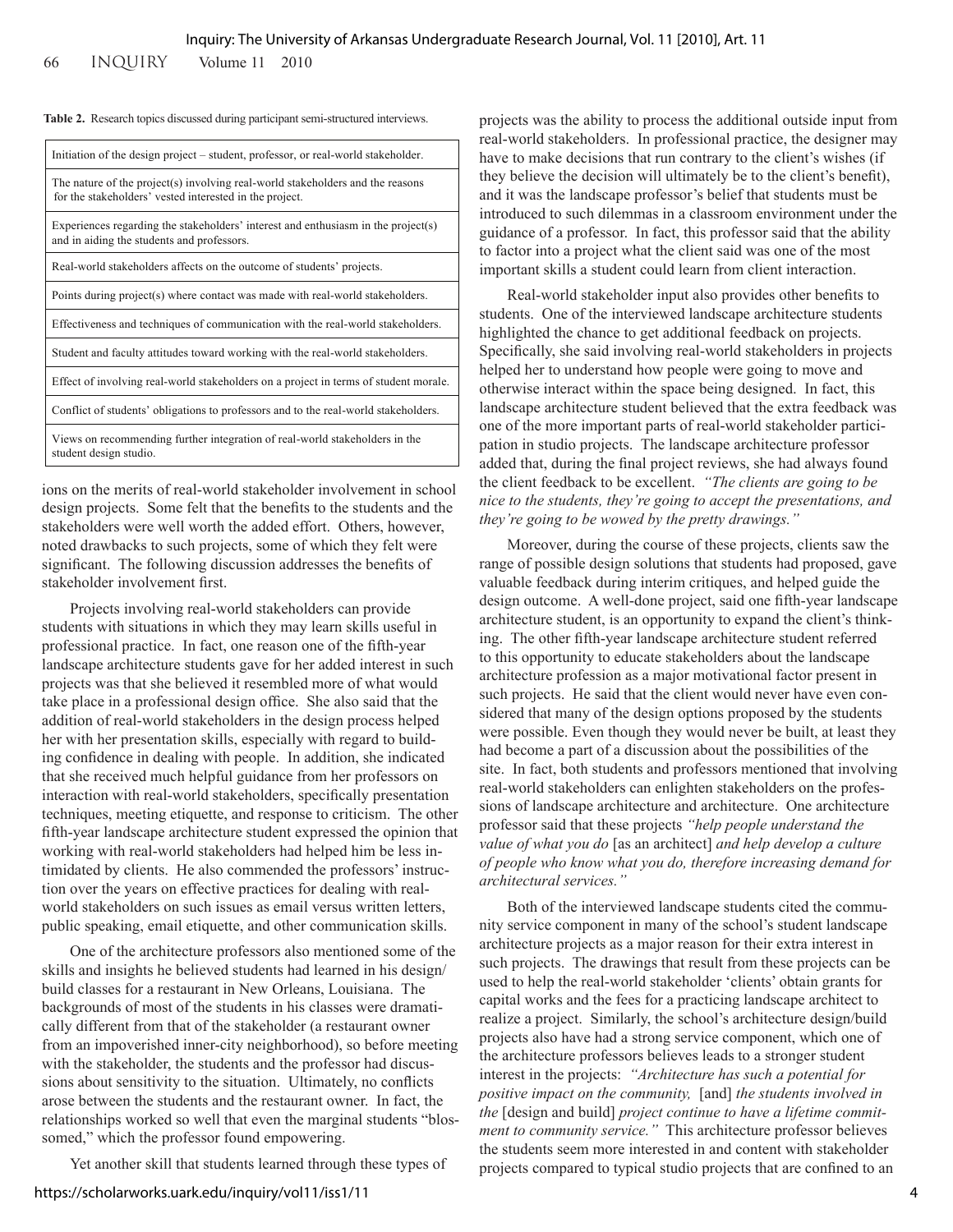**Table 2.** Research topics discussed during participant semi-structured interviews.

| |
|---|
| Initiation of the design project – student, professor, or real-world stakeholder. |
| The nature of the project(s) involving real-world stakeholders and the reasons for the stakeholders' vested interested in the project. |
| Experiences regarding the stakeholders' interest and enthusiasm in the project(s) and in aiding the students and professors. |
| Real-world stakeholders affects on the outcome of students' projects. |
| Points during project(s) where contact was made with real-world stakeholders. |
| Effectiveness and techniques of communication with the real-world stakeholders. |
| Student and faculty attitudes toward working with the real-world stakeholders. |
| Effect of involving real-world stakeholders on a project in terms of student morale. |
| Conflict of students' obligations to professors and to the real-world stakeholders. |
| Views on recommending further integration of real-world stakeholders in the student design studio. |

ions on the merits of real-world stakeholder involvement in school design projects. Some felt that the benefits to the students and the stakeholders were well worth the added effort. Others, however, noted drawbacks to such projects, some of which they felt were significant. The following discussion addresses the benefits of stakeholder involvement first.

Projects involving real-world stakeholders can provide students with situations in which they may learn skills useful in professional practice. In fact, one reason one of the fifth-year landscape architecture students gave for her added interest in such projects was that she believed it resembled more of what would take place in a professional design office. She also said that the addition of real-world stakeholders in the design process helped her with her presentation skills, especially with regard to building confidence in dealing with people. In addition, she indicated that she received much helpful guidance from her professors on interaction with real-world stakeholders, specifically presentation techniques, meeting etiquette, and response to criticism. The other fifth-year landscape architecture student expressed the opinion that working with real-world stakeholders had helped him be less intimidated by clients. He also commended the professors' instruction over the years on effective practices for dealing with real-world stakeholders on such issues as email versus written letters, public speaking, email etiquette, and other communication skills.

One of the architecture professors also mentioned some of the skills and insights he believed students had learned in his design/build classes for a restaurant in New Orleans, Louisiana. The backgrounds of most of the students in his classes were dramatically different from that of the stakeholder (a restaurant owner from an impoverished inner-city neighborhood), so before meeting with the stakeholder, the students and the professor had discussions about sensitivity to the situation. Ultimately, no conflicts arose between the students and the restaurant owner. In fact, the relationships worked so well that even the marginal students "blossomed," which the professor found empowering.

Yet another skill that students learned through these types of projects was the ability to process the additional outside input from real-world stakeholders. In professional practice, the designer may have to make decisions that run contrary to the client's wishes (if they believe the decision will ultimately be to the client's benefit), and it was the landscape professor's belief that students must be introduced to such dilemmas in a classroom environment under the guidance of a professor. In fact, this professor said that the ability to factor into a project what the client said was one of the most important skills a student could learn from client interaction.

Real-world stakeholder input also provides other benefits to students. One of the interviewed landscape architecture students highlighted the chance to get additional feedback on projects. Specifically, she said involving real-world stakeholders in projects helped her to understand how people were going to move and otherwise interact within the space being designed. In fact, this landscape architecture student believed that the extra feedback was one of the more important parts of real-world stakeholder participation in studio projects. The landscape architecture professor added that, during the final project reviews, she had always found the client feedback to be excellent. *"The clients are going to be nice to the students, they're going to accept the presentations, and they're going to be wowed by the pretty drawings."*

Moreover, during the course of these projects, clients saw the range of possible design solutions that students had proposed, gave valuable feedback during interim critiques, and helped guide the design outcome. A well-done project, said one fifth-year landscape architecture student, is an opportunity to expand the client's thinking. The other fifth-year landscape architecture student referred to this opportunity to educate stakeholders about the landscape architecture profession as a major motivational factor present in such projects. He said that the client would never have even considered that many of the design options proposed by the students were possible. Even though they would never be built, at least they had become a part of a discussion about the possibilities of the site. In fact, both students and professors mentioned that involving real-world stakeholders can enlighten stakeholders on the professions of landscape architecture and architecture. One architecture professor said that these projects *"help people understand the value of what you do* [as an architect] *and help develop a culture of people who know what you do, therefore increasing demand for architectural services."*

Both of the interviewed landscape students cited the community service component in many of the school's student landscape architecture projects as a major reason for their extra interest in such projects. The drawings that result from these projects can be used to help the real-world stakeholder 'clients' obtain grants for capital works and the fees for a practicing landscape architect to realize a project. Similarly, the school's architecture design/build projects also have had a strong service component, which one of the architecture professors believes leads to a stronger student interest in the projects: *"Architecture has such a potential for positive impact on the community,* [and] *the students involved in the* [design and build] *project continue to have a lifetime commitment to community service."* This architecture professor believes the students seem more interested in and content with stakeholder projects compared to typical studio projects that are confined to an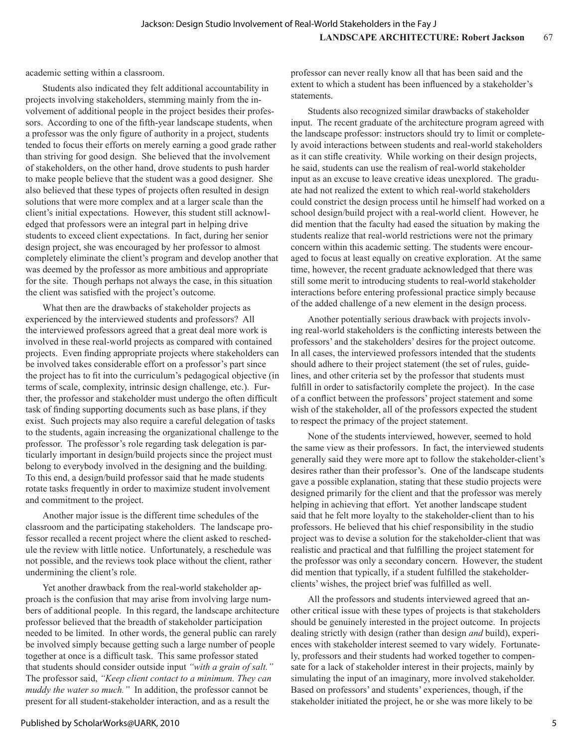academic setting within a classroom.

Students also indicated they felt additional accountability in projects involving stakeholders, stemming mainly from the involvement of additional people in the project besides their professors. According to one of the fifth-year landscape students, when a professor was the only figure of authority in a project, students tended to focus their efforts on merely earning a good grade rather than striving for good design. She believed that the involvement of stakeholders, on the other hand, drove students to push harder to make people believe that the student was a good designer. She also believed that these types of projects often resulted in design solutions that were more complex and at a larger scale than the client's initial expectations. However, this student still acknowledged that professors were an integral part in helping drive students to exceed client expectations. In fact, during her senior design project, she was encouraged by her professor to almost completely eliminate the client's program and develop another that was deemed by the professor as more ambitious and appropriate for the site. Though perhaps not always the case, in this situation the client was satisfied with the project's outcome.

What then are the drawbacks of stakeholder projects as experienced by the interviewed students and professors? All the interviewed professors agreed that a great deal more work is involved in these real-world projects as compared with contained projects. Even finding appropriate projects where stakeholders can be involved takes considerable effort on a professor's part since the project has to fit into the curriculum's pedagogical objective (in terms of scale, complexity, intrinsic design challenge, etc.). Further, the professor and stakeholder must undergo the often difficult task of finding supporting documents such as base plans, if they exist. Such projects may also require a careful delegation of tasks to the students, again increasing the organizational challenge to the professor. The professor's role regarding task delegation is particularly important in design/build projects since the project must belong to everybody involved in the designing and the building. To this end, a design/build professor said that he made students rotate tasks frequently in order to maximize student involvement and commitment to the project.

Another major issue is the different time schedules of the classroom and the participating stakeholders. The landscape professor recalled a recent project where the client asked to reschedule the review with little notice. Unfortunately, a reschedule was not possible, and the reviews took place without the client, rather undermining the client's role.

Yet another drawback from the real-world stakeholder approach is the confusion that may arise from involving large numbers of additional people. In this regard, the landscape architecture professor believed that the breadth of stakeholder participation needed to be limited. In other words, the general public can rarely be involved simply because getting such a large number of people together at once is a difficult task. This same professor stated that students should consider outside input *"with a grain of salt."* The professor said, *"Keep client contact to a minimum. They can muddy the water so much."* In addition, the professor cannot be present for all student-stakeholder interaction, and as a result the professor can never really know all that has been said and the extent to which a student has been influenced by a stakeholder's statements.

Students also recognized similar drawbacks of stakeholder input. The recent graduate of the architecture program agreed with the landscape professor: instructors should try to limit or completely avoid interactions between students and real-world stakeholders as it can stifle creativity. While working on their design projects, he said, students can use the realism of real-world stakeholder input as an excuse to leave creative ideas unexplored. The graduate had not realized the extent to which real-world stakeholders could constrict the design process until he himself had worked on a school design/build project with a real-world client. However, he did mention that the faculty had eased the situation by making the students realize that real-world restrictions were not the primary concern within this academic setting. The students were encouraged to focus at least equally on creative exploration. At the same time, however, the recent graduate acknowledged that there was still some merit to introducing students to real-world stakeholder interactions before entering professional practice simply because of the added challenge of a new element in the design process.

Another potentially serious drawback with projects involving real-world stakeholders is the conflicting interests between the professors' and the stakeholders' desires for the project outcome. In all cases, the interviewed professors intended that the students should adhere to their project statement (the set of rules, guidelines, and other criteria set by the professor that students must fulfill in order to satisfactorily complete the project). In the case of a conflict between the professors' project statement and some wish of the stakeholder, all of the professors expected the student to respect the primacy of the project statement.

None of the students interviewed, however, seemed to hold the same view as their professors. In fact, the interviewed students generally said they were more apt to follow the stakeholder-client's desires rather than their professor's. One of the landscape students gave a possible explanation, stating that these studio projects were designed primarily for the client and that the professor was merely helping in achieving that effort. Yet another landscape student said that he felt more loyalty to the stakeholder-client than to his professors. He believed that his chief responsibility in the studio project was to devise a solution for the stakeholder-client that was realistic and practical and that fulfilling the project statement for the professor was only a secondary concern. However, the student did mention that typically, if a student fulfilled the stakeholder-clients' wishes, the project brief was fulfilled as well.

All the professors and students interviewed agreed that another critical issue with these types of projects is that stakeholders should be genuinely interested in the project outcome. In projects dealing strictly with design (rather than design *and* build), experiences with stakeholder interest seemed to vary widely. Fortunately, professors and their students had worked together to compensate for a lack of stakeholder interest in their projects, mainly by simulating the input of an imaginary, more involved stakeholder. Based on professors' and students' experiences, though, if the stakeholder initiated the project, he or she was more likely to be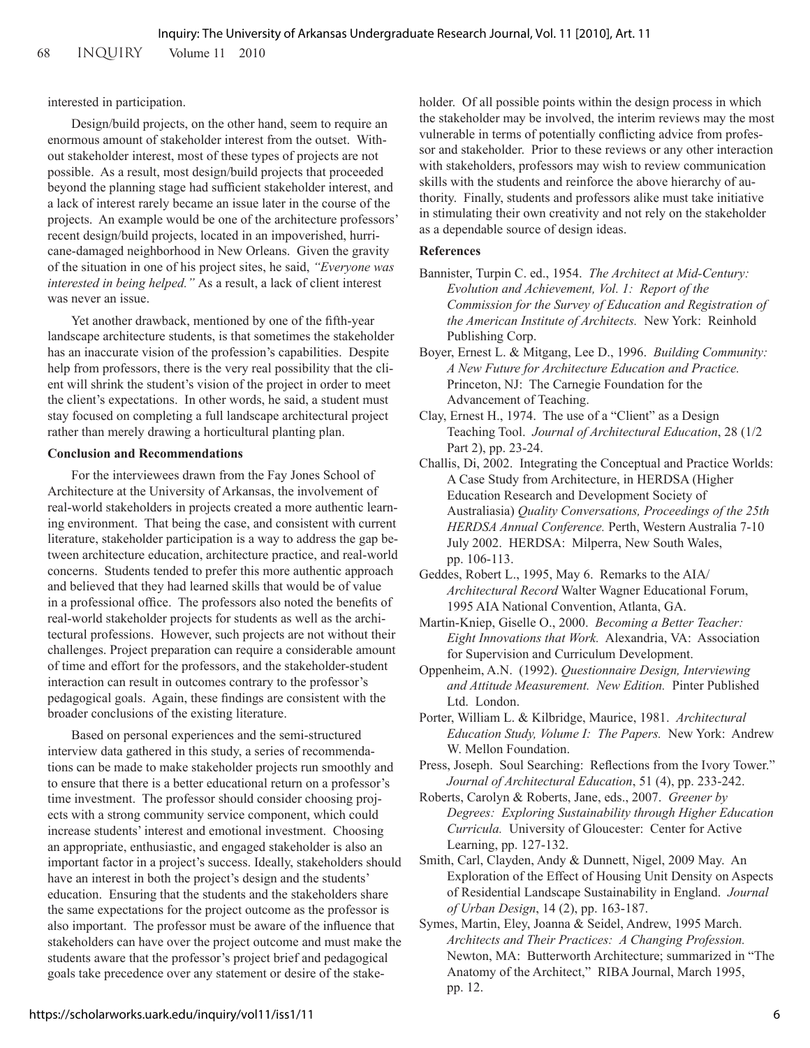interested in participation.

Design/build projects, on the other hand, seem to require an enormous amount of stakeholder interest from the outset. Without stakeholder interest, most of these types of projects are not possible. As a result, most design/build projects that proceeded beyond the planning stage had sufficient stakeholder interest, and a lack of interest rarely became an issue later in the course of the projects. An example would be one of the architecture professors' recent design/build projects, located in an impoverished, hurricane-damaged neighborhood in New Orleans. Given the gravity of the situation in one of his project sites, he said, *"Everyone was interested in being helped."* As a result, a lack of client interest was never an issue.

Yet another drawback, mentioned by one of the fifth-year landscape architecture students, is that sometimes the stakeholder has an inaccurate vision of the profession's capabilities. Despite help from professors, there is the very real possibility that the client will shrink the student's vision of the project in order to meet the client's expectations. In other words, he said, a student must stay focused on completing a full landscape architectural project rather than merely drawing a horticultural planting plan.

**Conclusion and Recommendations**

For the interviewees drawn from the Fay Jones School of Architecture at the University of Arkansas, the involvement of real-world stakeholders in projects created a more authentic learning environment. That being the case, and consistent with current literature, stakeholder participation is a way to address the gap between architecture education, architecture practice, and real-world concerns. Students tended to prefer this more authentic approach and believed that they had learned skills that would be of value in a professional office. The professors also noted the benefits of real-world stakeholder projects for students as well as the architectural professions. However, such projects are not without their challenges. Project preparation can require a considerable amount of time and effort for the professors, and the stakeholder-student interaction can result in outcomes contrary to the professor's pedagogical goals. Again, these findings are consistent with the broader conclusions of the existing literature.

Based on personal experiences and the semi-structured interview data gathered in this study, a series of recommendations can be made to make stakeholder projects run smoothly and to ensure that there is a better educational return on a professor's time investment. The professor should consider choosing projects with a strong community service component, which could increase students' interest and emotional investment. Choosing an appropriate, enthusiastic, and engaged stakeholder is also an important factor in a project's success. Ideally, stakeholders should have an interest in both the project's design and the students' education. Ensuring that the students and the stakeholders share the same expectations for the project outcome as the professor is also important. The professor must be aware of the influence that stakeholders can have over the project outcome and must make the students aware that the professor's project brief and pedagogical goals take precedence over any statement or desire of the stakeholder. Of all possible points within the design process in which the stakeholder may be involved, the interim reviews may the most vulnerable in terms of potentially conflicting advice from professor and stakeholder. Prior to these reviews or any other interaction with stakeholders, professors may wish to review communication skills with the students and reinforce the above hierarchy of authority. Finally, students and professors alike must take initiative in stimulating their own creativity and not rely on the stakeholder as a dependable source of design ideas.

**References**

Bannister, Turpin C. ed., 1954. *The Architect at Mid-Century: Evolution and Achievement, Vol. 1: Report of the Commission for the Survey of Education and Registration of the American Institute of Architects.* New York: Reinhold Publishing Corp.

Boyer, Ernest L. & Mitgang, Lee D., 1996. *Building Community: A New Future for Architecture Education and Practice.* Princeton, NJ: The Carnegie Foundation for the Advancement of Teaching.

Clay, Ernest H., 1974. The use of a "Client" as a Design Teaching Tool. *Journal of Architectural Education*, 28 (1/2 Part 2), pp. 23-24.

Challis, Di, 2002. Integrating the Conceptual and Practice Worlds: A Case Study from Architecture, in HERDSA (Higher Education Research and Development Society of Australiasia) *Quality Conversations, Proceedings of the 25th HERDSA Annual Conference.* Perth, Western Australia 7-10 July 2002. HERDSA: Milperra, New South Wales, pp. 106-113.

Geddes, Robert L., 1995, May 6. Remarks to the AIA/ *Architectural Record* Walter Wagner Educational Forum, 1995 AIA National Convention, Atlanta, GA.

Martin-Kniep, Giselle O., 2000. *Becoming a Better Teacher: Eight Innovations that Work.* Alexandria, VA: Association for Supervision and Curriculum Development.

Oppenheim, A.N. (1992). *Questionnaire Design, Interviewing and Attitude Measurement. New Edition.* Pinter Published Ltd. London.

Porter, William L. & Kilbridge, Maurice, 1981. *Architectural Education Study, Volume I: The Papers.* New York: Andrew W. Mellon Foundation.

Press, Joseph. Soul Searching: Reflections from the Ivory Tower." *Journal of Architectural Education*, 51 (4), pp. 233-242.

Roberts, Carolyn & Roberts, Jane, eds., 2007. *Greener by Degrees: Exploring Sustainability through Higher Education Curricula.* University of Gloucester: Center for Active Learning, pp. 127-132.

Smith, Carl, Clayden, Andy & Dunnett, Nigel, 2009 May. An Exploration of the Effect of Housing Unit Density on Aspects of Residential Landscape Sustainability in England. *Journal of Urban Design*, 14 (2), pp. 163-187.

Symes, Martin, Eley, Joanna & Seidel, Andrew, 1995 March. *Architects and Their Practices: A Changing Profession.* Newton, MA: Butterworth Architecture; summarized in "The Anatomy of the Architect," RIBA Journal, March 1995, pp. 12.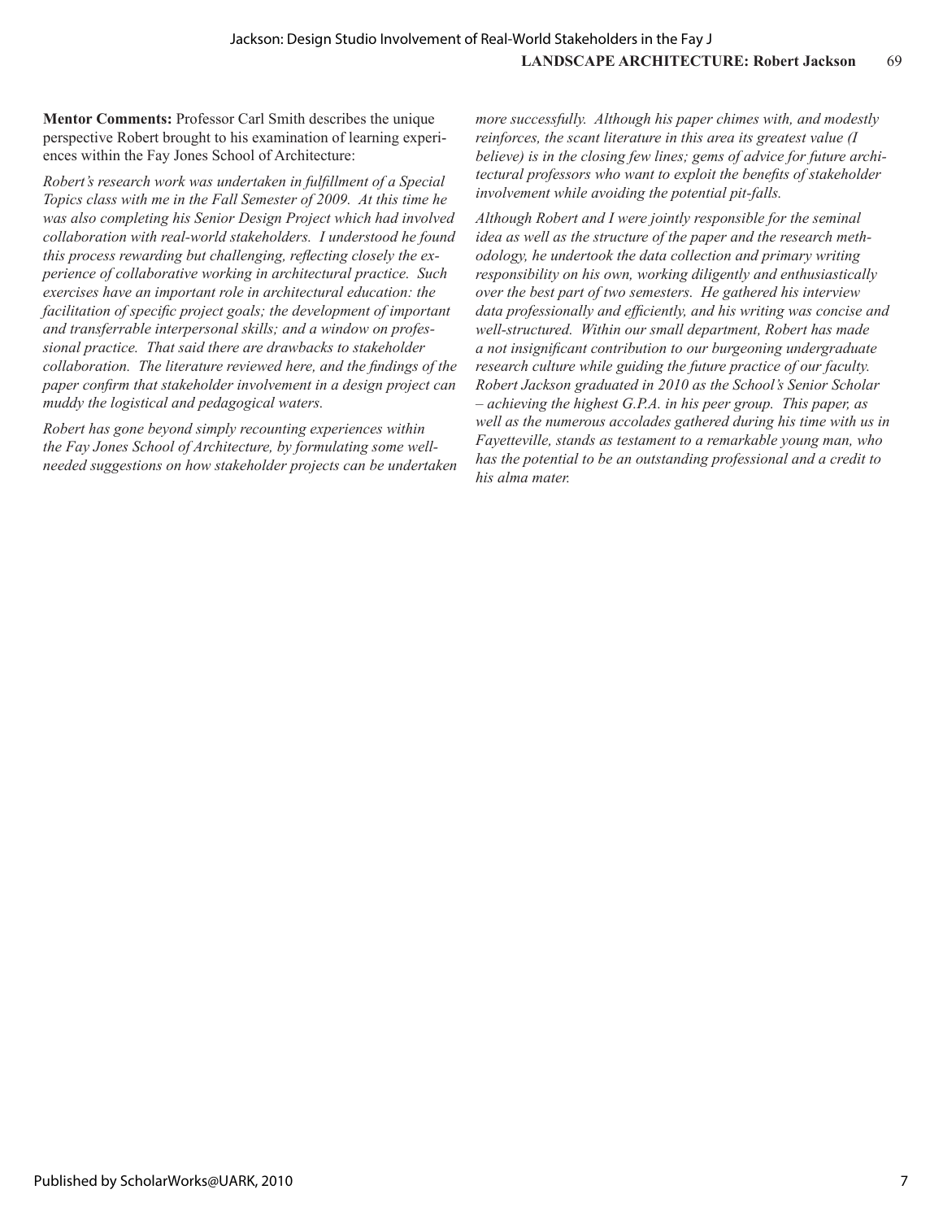**Mentor Comments:** Professor Carl Smith describes the unique perspective Robert brought to his examination of learning experiences within the Fay Jones School of Architecture:

*Robert's research work was undertaken in fulfillment of a Special Topics class with me in the Fall Semester of 2009. At this time he was also completing his Senior Design Project which had involved collaboration with real-world stakeholders. I understood he found this process rewarding but challenging, reflecting closely the experience of collaborative working in architectural practice. Such exercises have an important role in architectural education: the facilitation of specific project goals; the development of important and transferrable interpersonal skills; and a window on professional practice. That said there are drawbacks to stakeholder collaboration. The literature reviewed here, and the findings of the paper confirm that stakeholder involvement in a design project can muddy the logistical and pedagogical waters.*

*Robert has gone beyond simply recounting experiences within the Fay Jones School of Architecture, by formulating some well-needed suggestions on how stakeholder projects can be undertaken more successfully. Although his paper chimes with, and modestly reinforces, the scant literature in this area its greatest value (I believe) is in the closing few lines; gems of advice for future architectural professors who want to exploit the benefits of stakeholder involvement while avoiding the potential pit-falls.*

*Although Robert and I were jointly responsible for the seminal idea as well as the structure of the paper and the research methodology, he undertook the data collection and primary writing responsibility on his own, working diligently and enthusiastically over the best part of two semesters. He gathered his interview data professionally and efficiently, and his writing was concise and well-structured. Within our small department, Robert has made a not insignificant contribution to our burgeoning undergraduate research culture while guiding the future practice of our faculty. Robert Jackson graduated in 2010 as the School's Senior Scholar – achieving the highest G.P.A. in his peer group. This paper, as well as the numerous accolades gathered during his time with us in Fayetteville, stands as testament to a remarkable young man, who has the potential to be an outstanding professional and a credit to his alma mater.*